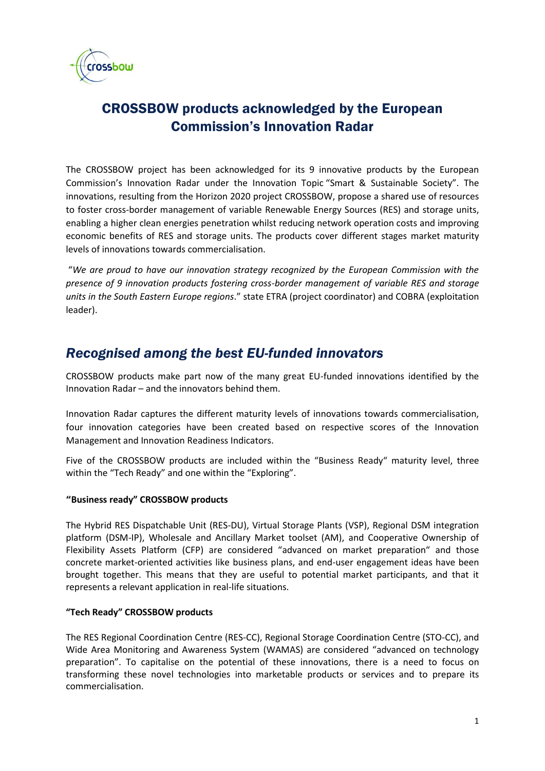# CROSSBOW products acknowledged by the European Commission's Innovation Radar

The CROSSBOW project has been acknowledged for its 9 innovative products by the European Commission's Innovation Radar under the Innovation Topic "Smart & Sustainable Society". The innovations, resulting from the Horizon 2020 project CROSSBOW, propose a shared use of resources to foster cross-border management of variable Renewable Energy Sources (RES) and storage units, enabling a higher clean energies penetration whilst reducing network operation costs and improving economic benefits of RES and storage units. The products cover different stages market maturity levels of innovations towards commercialisation.

"*We are proud to have our innovation strategy recognized by the European Commission with the presence of 9 innovation products fostering cross-border management of variable RES and storage units in the South Eastern Europe regions*." state ETRA (project coordinator) and COBRA (exploitation leader).

## *Recognised among the best EU-funded innovators*

CROSSBOW products make part now of the many great EU-funded innovations identified by the Innovation Radar – and the innovators behind them.

Innovation Radar captures the different maturity levels of innovations towards commercialisation, four innovation categories have been created based on respective scores of the Innovation Management and Innovation Readiness Indicators.

Five of the CROSSBOW products are included within the "Business Ready" maturity level, three within the "Tech Ready" and one within the "Exploring".

**"Business ready" CROSSBOW products**

The Hybrid RES Dispatchable Unit (RES-DU), Virtual Storage Plants (VSP), Regional DSM integration platform (DSM-IP), Wholesale and Ancillary Market toolset (AM), and Cooperative Ownership of Flexibility Assets Platform (CFP) are considered "advanced on market preparation" and those concrete market-oriented activities like business plans, and end-user engagement ideas have been brought together. This means that they are useful to potential market participants, and that it represents a relevant application in real-life situations.

**"Tech Ready" CROSSBOW products**

The RES Regional Coordination Centre (RES-CC), Regional Storage Coordination Centre (STO-CC), and Wide Area Monitoring and Awareness System (WAMAS) are considered "advanced on technology preparation". To capitalise on the potential of these innovations, there is a need to focus on transforming these novel technologies into marketable products or services and to prepare its commercialisation.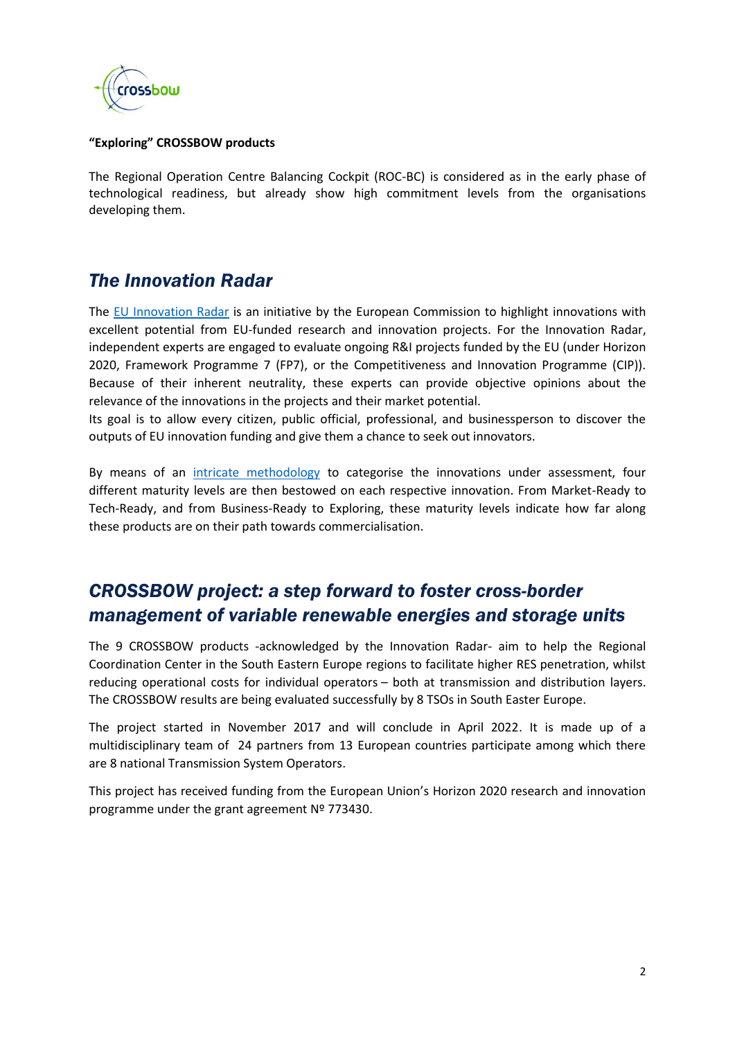**"Exploring" CROSSBOW products**

The Regional Operation Centre Balancing Cockpit (ROC-BC) is considered as in the early phase of technological readiness, but already show high commitment levels from the organisations developing them.

## *The Innovation Radar*

The [EU Innovation Radar](EU Innovation Radar) is an initiative by the European Commission to highlight innovations with excellent potential from EU-funded research and innovation projects. For the Innovation Radar, independent experts are engaged to evaluate ongoing R&I projects funded by the EU (under Horizon 2020, Framework Programme 7 (FP7), or the Competitiveness and Innovation Programme (CIP)). Because of their inherent neutrality, these experts can provide objective opinions about the relevance of the innovations in the projects and their market potential.

Its goal is to allow every citizen, public official, professional, and businessperson to discover the outputs of EU innovation funding and give them a chance to seek out innovators.

By means of an [intricate methodology](intricate methodology) to categorise the innovations under assessment, four different maturity levels are then bestowed on each respective innovation. From Market-Ready to Tech-Ready, and from Business-Ready to Exploring, these maturity levels indicate how far along these products are on their path towards commercialisation.

## *CROSSBOW project: a step forward to foster cross-border management of variable renewable energies and storage units*

The 9 CROSSBOW products -acknowledged by the Innovation Radar- aim to help the Regional Coordination Center in the South Eastern Europe regions to facilitate higher RES penetration, whilst reducing operational costs for individual operators – both at transmission and distribution layers. The CROSSBOW results are being evaluated successfully by 8 TSOs in South Easter Europe.

The project started in November 2017 and will conclude in April 2022. It is made up of a multidisciplinary team of 24 partners from 13 European countries participate among which there are 8 national Transmission System Operators.

This project has received funding from the European Union's Horizon 2020 research and innovation programme under the grant agreement Nº 773430.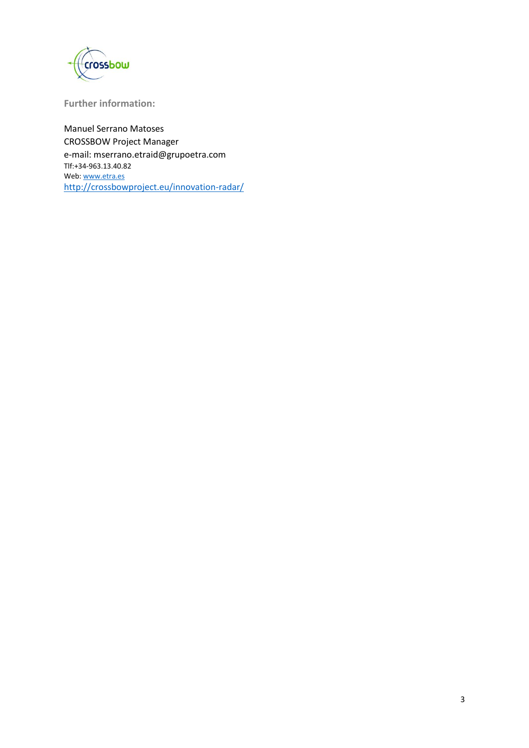**Further information:**

Manuel Serrano Matoses
CROSSBOW Project Manager
e-mail: mserrano.etraid@grupoetra.com
Tlf:+34-963.13.40.82
Web: www.etra.es
http://crossbowproject.eu/innovation-radar/